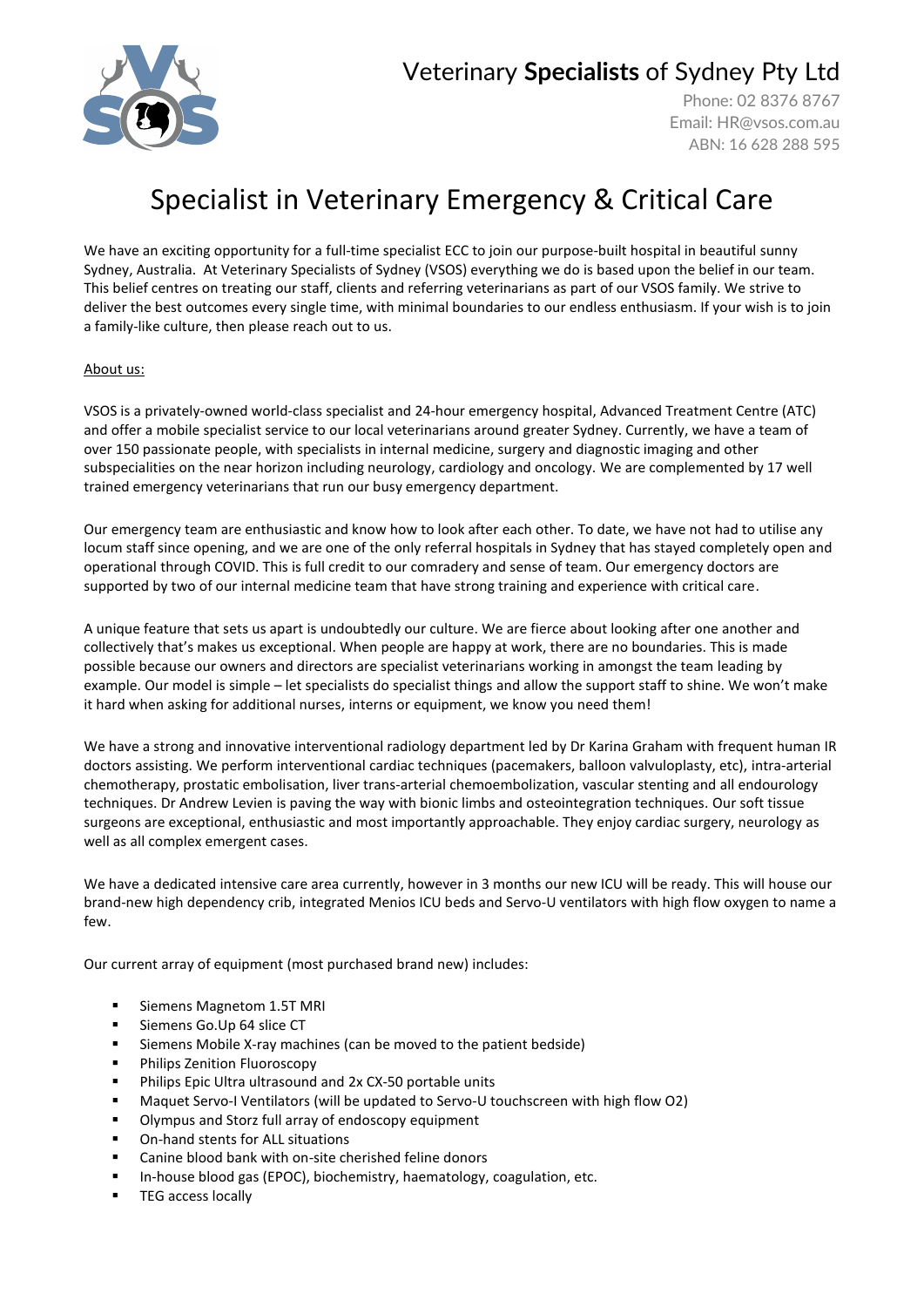Veterinary **Specialists** of Sydney Pty Ltd

Phone: 02 8376 8767
Email: HR@vsos.com.au
ABN: 16 628 288 595

# Specialist in Veterinary Emergency & Critical Care

We have an exciting opportunity for a full-time specialist ECC to join our purpose-built hospital in beautiful sunny Sydney, Australia. At Veterinary Specialists of Sydney (VSOS) everything we do is based upon the belief in our team. This belief centres on treating our staff, clients and referring veterinarians as part of our VSOS family. We strive to deliver the best outcomes every single time, with minimal boundaries to our endless enthusiasm. If your wish is to join a family-like culture, then please reach out to us.

<u>About us:</u>

VSOS is a privately-owned world-class specialist and 24-hour emergency hospital, Advanced Treatment Centre (ATC) and offer a mobile specialist service to our local veterinarians around greater Sydney. Currently, we have a team of over 150 passionate people, with specialists in internal medicine, surgery and diagnostic imaging and other subspecialities on the near horizon including neurology, cardiology and oncology. We are complemented by 17 well trained emergency veterinarians that run our busy emergency department.

Our emergency team are enthusiastic and know how to look after each other. To date, we have not had to utilise any locum staff since opening, and we are one of the only referral hospitals in Sydney that has stayed completely open and operational through COVID. This is full credit to our comradery and sense of team. Our emergency doctors are supported by two of our internal medicine team that have strong training and experience with critical care.

A unique feature that sets us apart is undoubtedly our culture. We are fierce about looking after one another and collectively that's makes us exceptional. When people are happy at work, there are no boundaries. This is made possible because our owners and directors are specialist veterinarians working in amongst the team leading by example. Our model is simple – let specialists do specialist things and allow the support staff to shine. We won't make it hard when asking for additional nurses, interns or equipment, we know you need them!

We have a strong and innovative interventional radiology department led by Dr Karina Graham with frequent human IR doctors assisting. We perform interventional cardiac techniques (pacemakers, balloon valvuloplasty, etc), intra-arterial chemotherapy, prostatic embolisation, liver trans-arterial chemoembolization, vascular stenting and all endourology techniques. Dr Andrew Levien is paving the way with bionic limbs and osteointegration techniques. Our soft tissue surgeons are exceptional, enthusiastic and most importantly approachable. They enjoy cardiac surgery, neurology as well as all complex emergent cases.

We have a dedicated intensive care area currently, however in 3 months our new ICU will be ready. This will house our brand-new high dependency crib, integrated Menios ICU beds and Servo-U ventilators with high flow oxygen to name a few.

Our current array of equipment (most purchased brand new) includes:

- Siemens Magnetom 1.5T MRI
- Siemens Go.Up 64 slice CT
- Siemens Mobile X-ray machines (can be moved to the patient bedside)
- Philips Zenition Fluoroscopy
- Philips Epic Ultra ultrasound and 2x CX-50 portable units
- Maquet Servo-I Ventilators (will be updated to Servo-U touchscreen with high flow O2)
- Olympus and Storz full array of endoscopy equipment
- On-hand stents for ALL situations
- Canine blood bank with on-site cherished feline donors
- In-house blood gas (EPOC), biochemistry, haematology, coagulation, etc.
- TEG access locally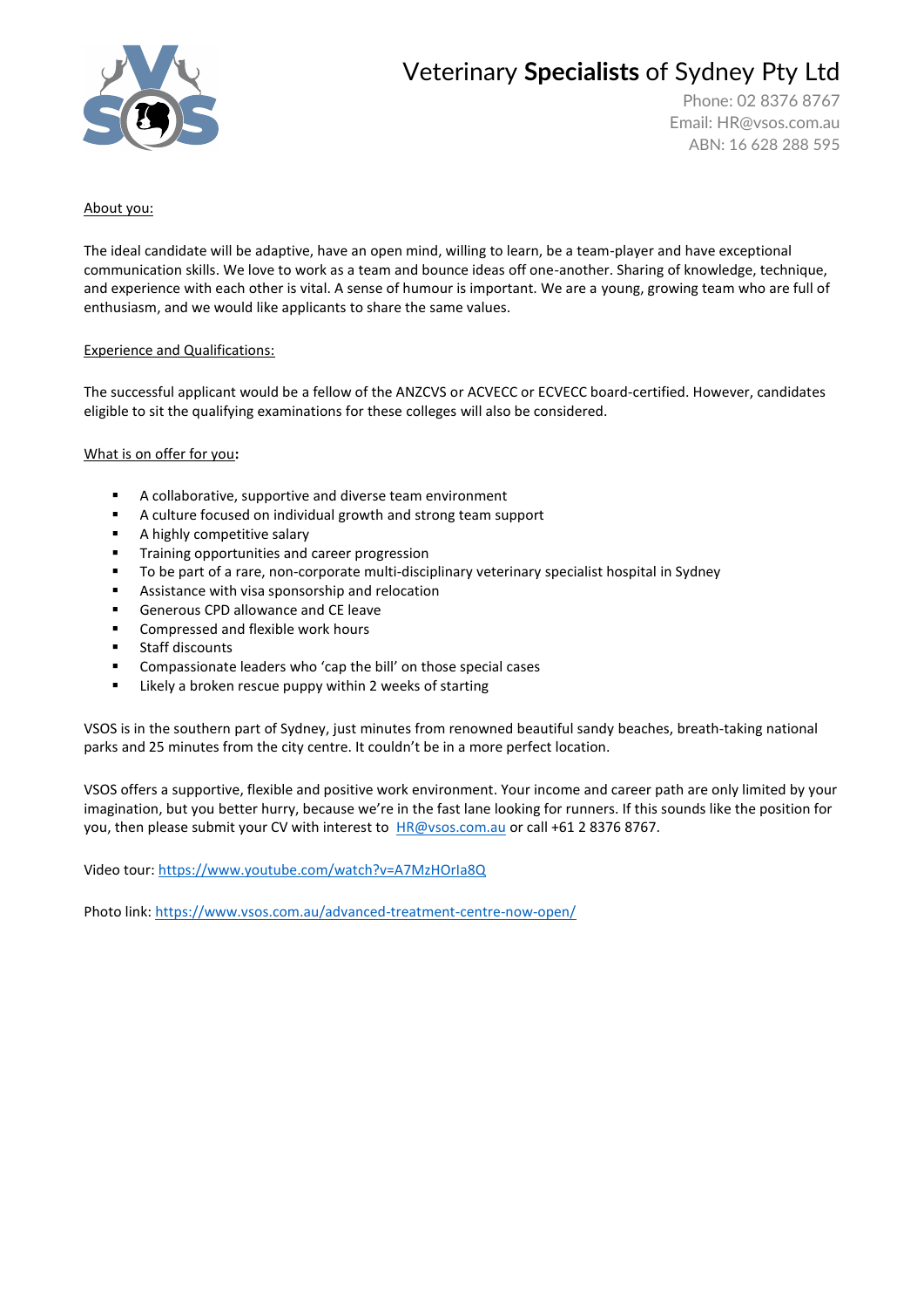Veterinary **Specialists** of Sydney Pty Ltd

Phone: 02 8376 8767
Email: HR@vsos.com.au
ABN: 16 628 288 595

About you:

The ideal candidate will be adaptive, have an open mind, willing to learn, be a team-player and have exceptional communication skills. We love to work as a team and bounce ideas off one-another. Sharing of knowledge, technique, and experience with each other is vital. A sense of humour is important. We are a young, growing team who are full of enthusiasm, and we would like applicants to share the same values.

Experience and Qualifications:

The successful applicant would be a fellow of the ANZCVS or ACVECC or ECVECC board-certified. However, candidates eligible to sit the qualifying examinations for these colleges will also be considered.

What is on offer for you**:**

- A collaborative, supportive and diverse team environment
- A culture focused on individual growth and strong team support
- A highly competitive salary
- Training opportunities and career progression
- To be part of a rare, non-corporate multi-disciplinary veterinary specialist hospital in Sydney
- Assistance with visa sponsorship and relocation
- Generous CPD allowance and CE leave
- Compressed and flexible work hours
- Staff discounts
- Compassionate leaders who 'cap the bill' on those special cases
- Likely a broken rescue puppy within 2 weeks of starting

VSOS is in the southern part of Sydney, just minutes from renowned beautiful sandy beaches, breath-taking national parks and 25 minutes from the city centre. It couldn't be in a more perfect location.

VSOS offers a supportive, flexible and positive work environment. Your income and career path are only limited by your imagination, but you better hurry, because we're in the fast lane looking for runners. If this sounds like the position for you, then please submit your CV with interest to HR@vsos.com.au or call +61 2 8376 8767.

Video tour: https://www.youtube.com/watch?v=A7MzHOrIa8Q

Photo link: https://www.vsos.com.au/advanced-treatment-centre-now-open/